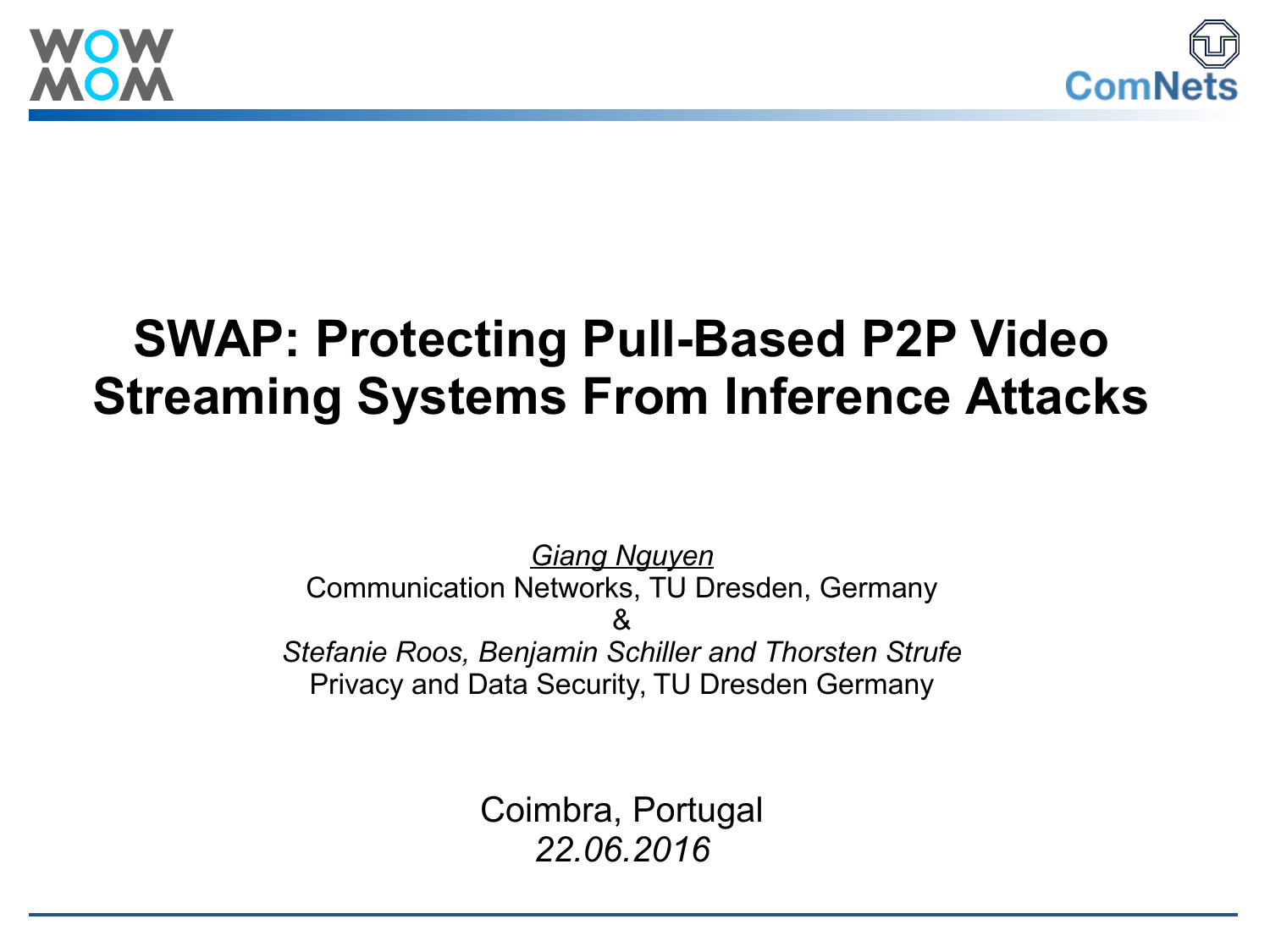# SWAP: Protecting Pull-Based P2P Video Streaming Systems From Inference Attacks

*Giang Nguyen*
Communication Networks, TU Dresden, Germany
&
*Stefanie Roos, Benjamin Schiller and Thorsten Strufe*
Privacy and Data Security, TU Dresden Germany

Coimbra, Portugal
*22.06.2016*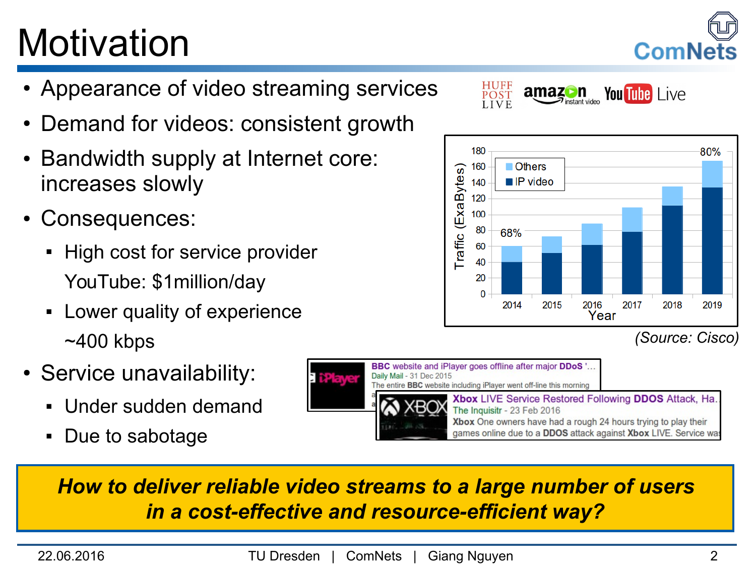# Motivation

- Appearance of video streaming services
- Demand for videos: consistent growth
- Bandwidth supply at Internet core: increases slowly
- Consequences:
  - High cost for service provider
    YouTube: $1million/day
  - Lower quality of experience
    ~400 kbps
- Service unavailability:
  - Under sudden demand
  - Due to sabotage

(Source: Cisco)

***How to deliver reliable video streams to a large number of users in a cost-effective and resource-efficient way?***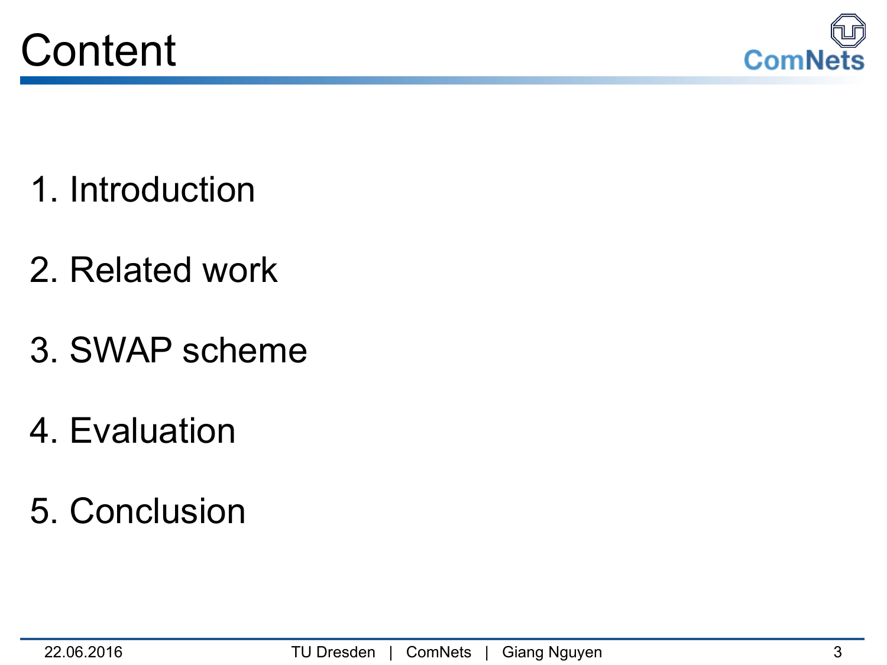# Content

1. Introduction
2. Related work
3. SWAP scheme
4. Evaluation
5. Conclusion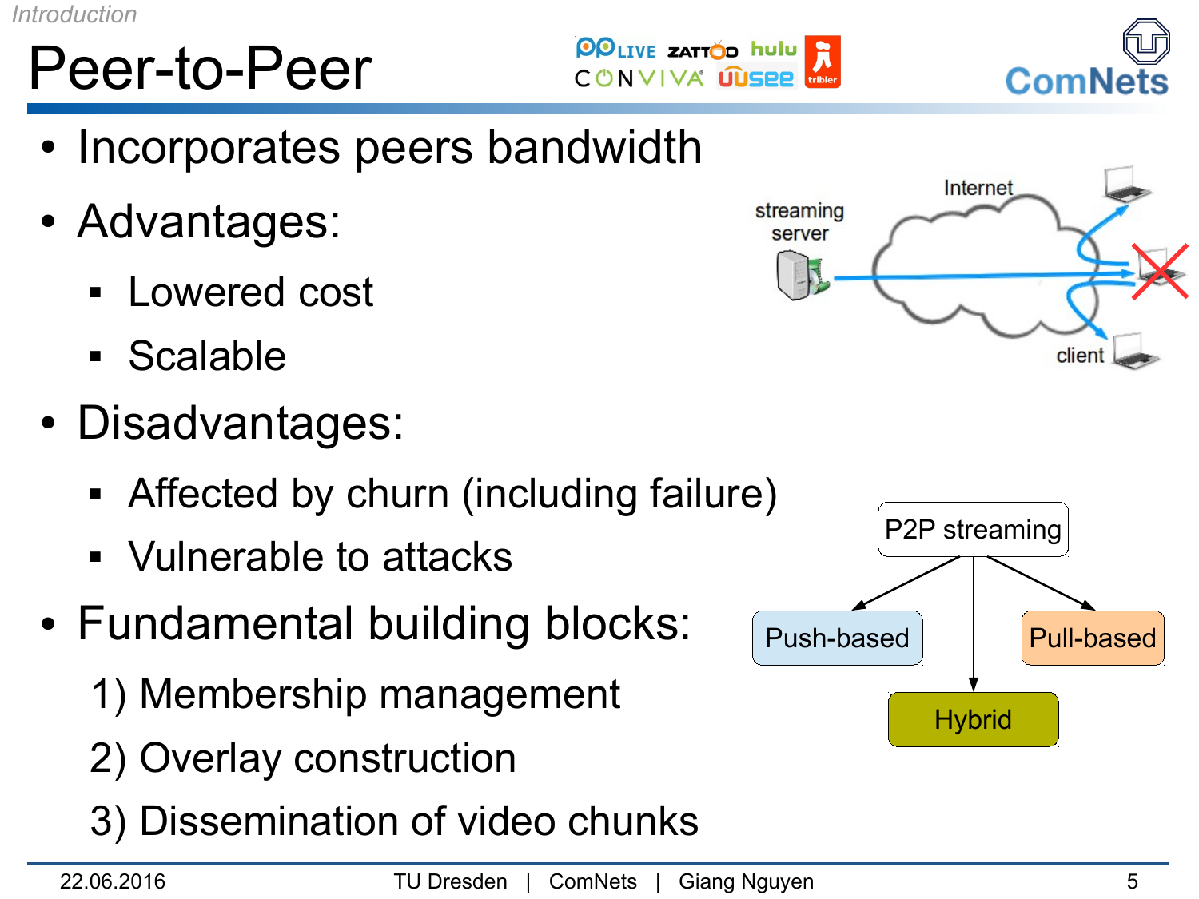*Introduction*

# Peer-to-Peer

- Incorporates peers bandwidth
- Advantages:
  - Lowered cost
  - Scalable
- Disadvantages:
  - Affected by churn (including failure)
  - Vulnerable to attacks
- Fundamental building blocks:
  1) Membership management
  2) Overlay construction
  3) Dissemination of video chunks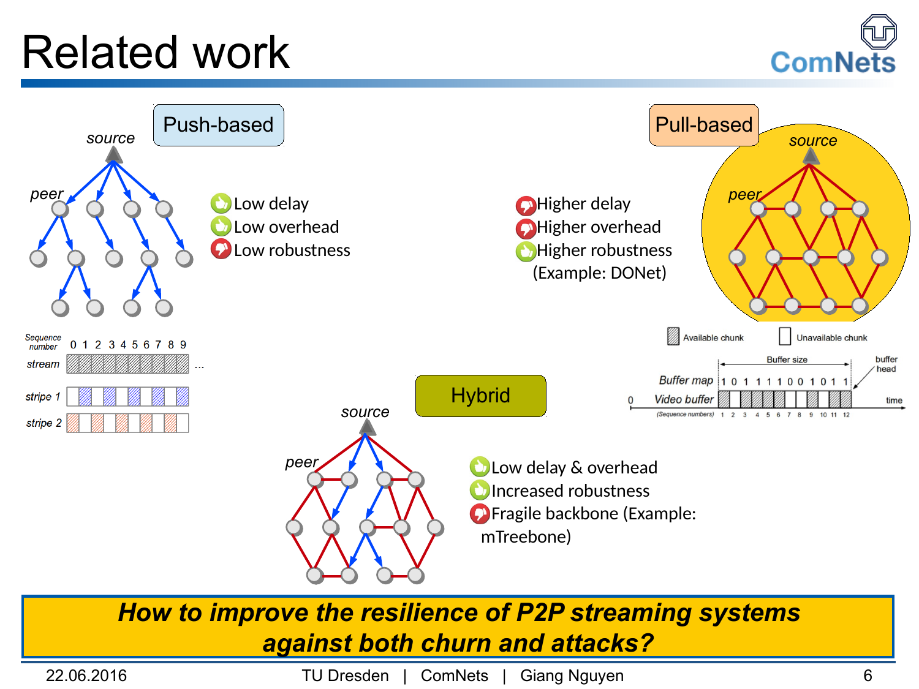# Related work

## Push-based

- Low delay
- Low overhead
- Low robustness

## Pull-based

- Higher delay
- Higher overhead
- Higher robustness

(Example: DONet)

## Hybrid

- Low delay & overhead
- Increased robustness
- Fragile backbone (Example: mTreebone)

***How to improve the resilience of P2P streaming systems against both churn and attacks?***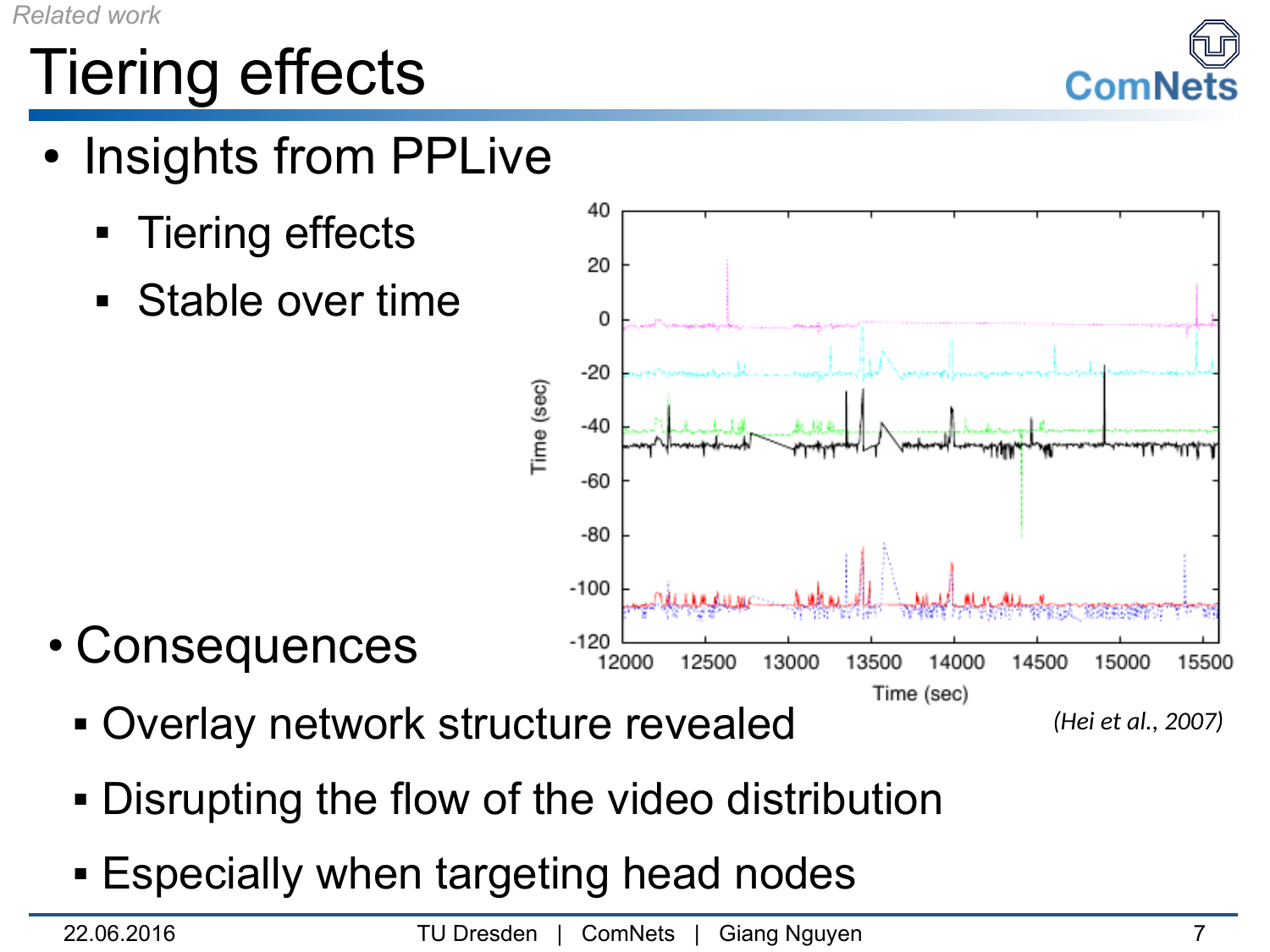Related work

# Tiering effects

- Insights from PPLive
  - Tiering effects
  - Stable over time

(Hei et al., 2007)

- Consequences
  - Overlay network structure revealed
  - Disrupting the flow of the video distribution
  - Especially when targeting head nodes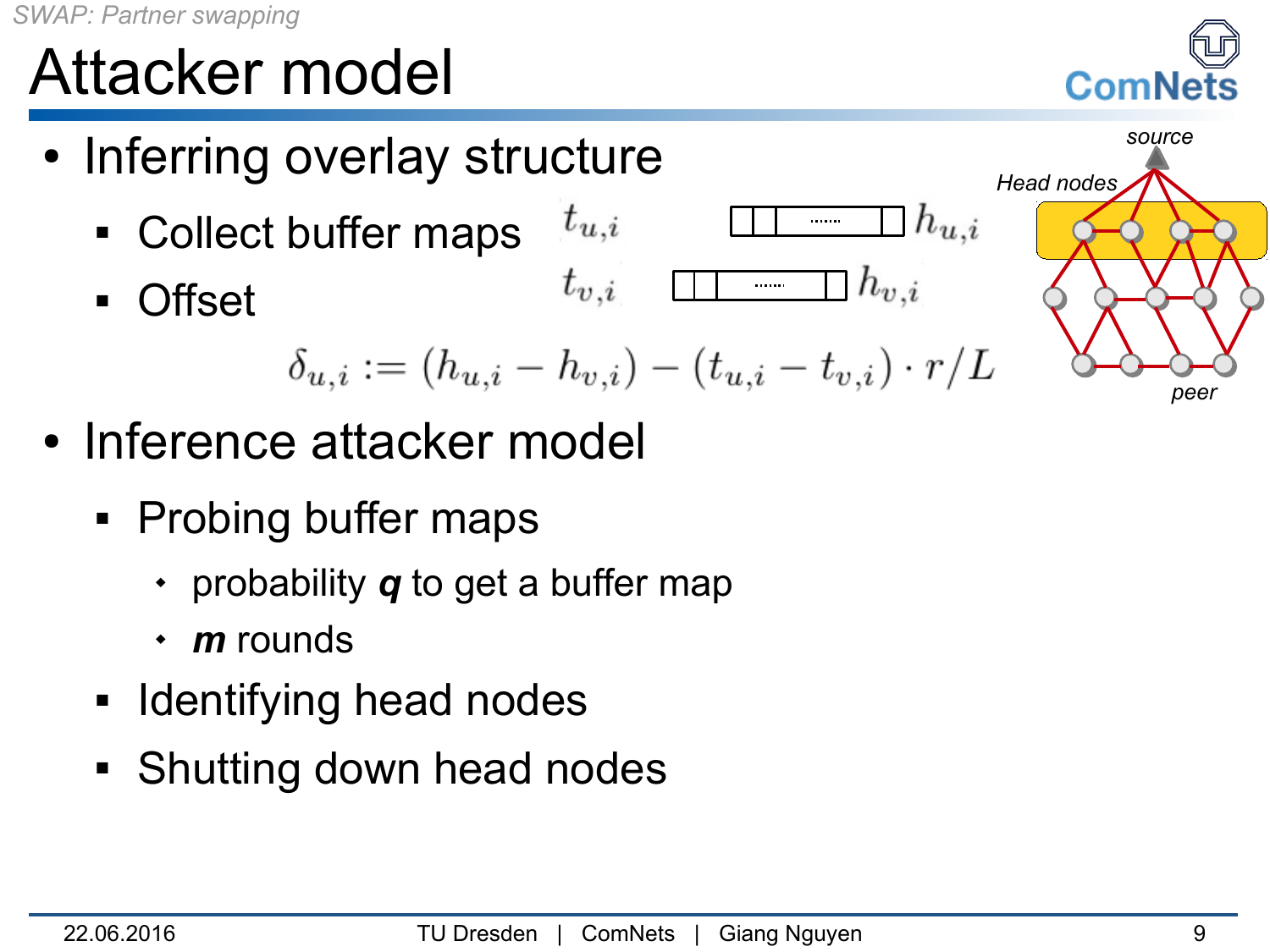# Attacker model

- Inferring overlay structure
  - Collect buffer maps $t_{u,i}$ … $h_{u,i}$
  - Offset $t_{v,i}$ … $h_{v,i}$

$$\delta_{u,i} := (h_{u,i} - h_{v,i}) - (t_{u,i} - t_{v,i}) \cdot r/L$$

source

Head nodes

peer

- Inference attacker model
  - Probing buffer maps
    - probability ***q*** to get a buffer map
    - ***m*** rounds
  - Identifying head nodes
  - Shutting down head nodes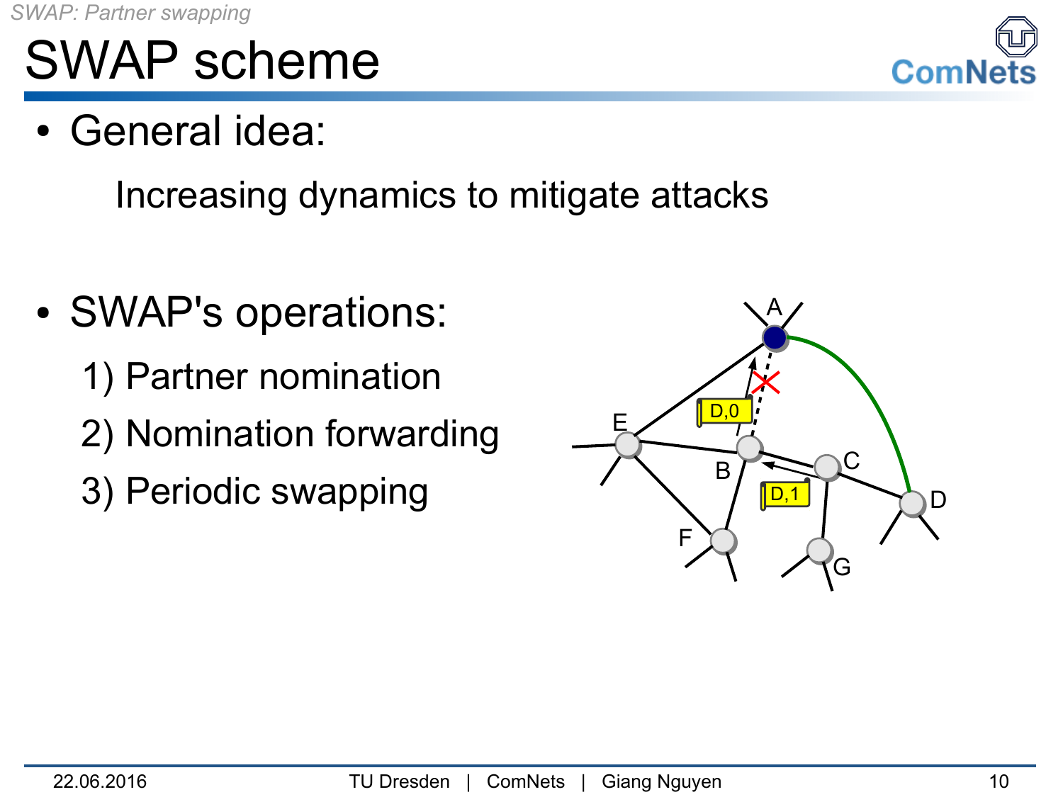# SWAP scheme

- General idea:

  Increasing dynamics to mitigate attacks

- SWAP's operations:
  1) Partner nomination
  2) Nomination forwarding
  3) Periodic swapping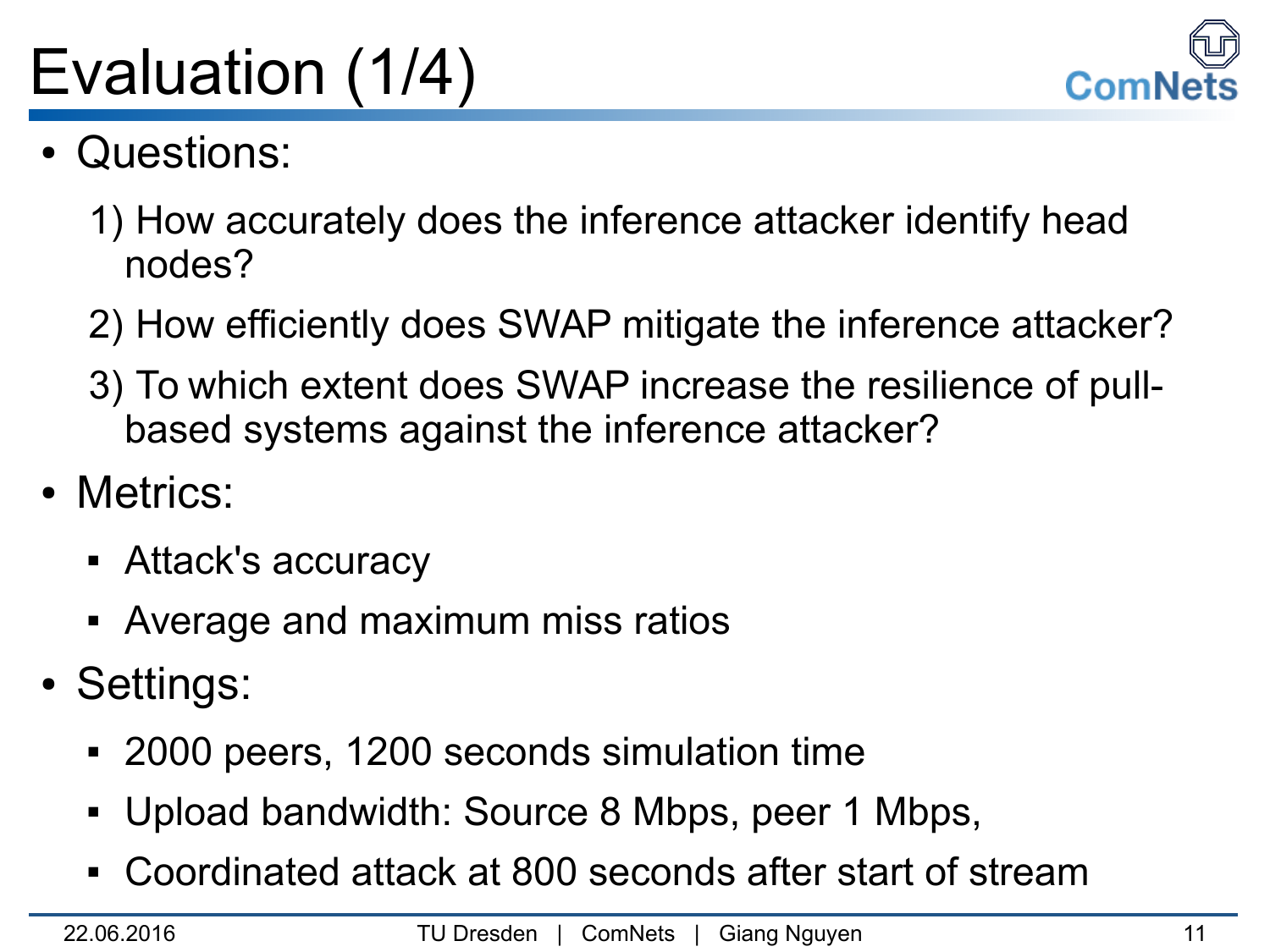# Evaluation (1/4)

- Questions:
  1) How accurately does the inference attacker identify head nodes?
  2) How efficiently does SWAP mitigate the inference attacker?
  3) To which extent does SWAP increase the resilience of pull-based systems against the inference attacker?
- Metrics:
  - Attack's accuracy
  - Average and maximum miss ratios
- Settings:
  - 2000 peers, 1200 seconds simulation time
  - Upload bandwidth: Source 8 Mbps, peer 1 Mbps,
  - Coordinated attack at 800 seconds after start of stream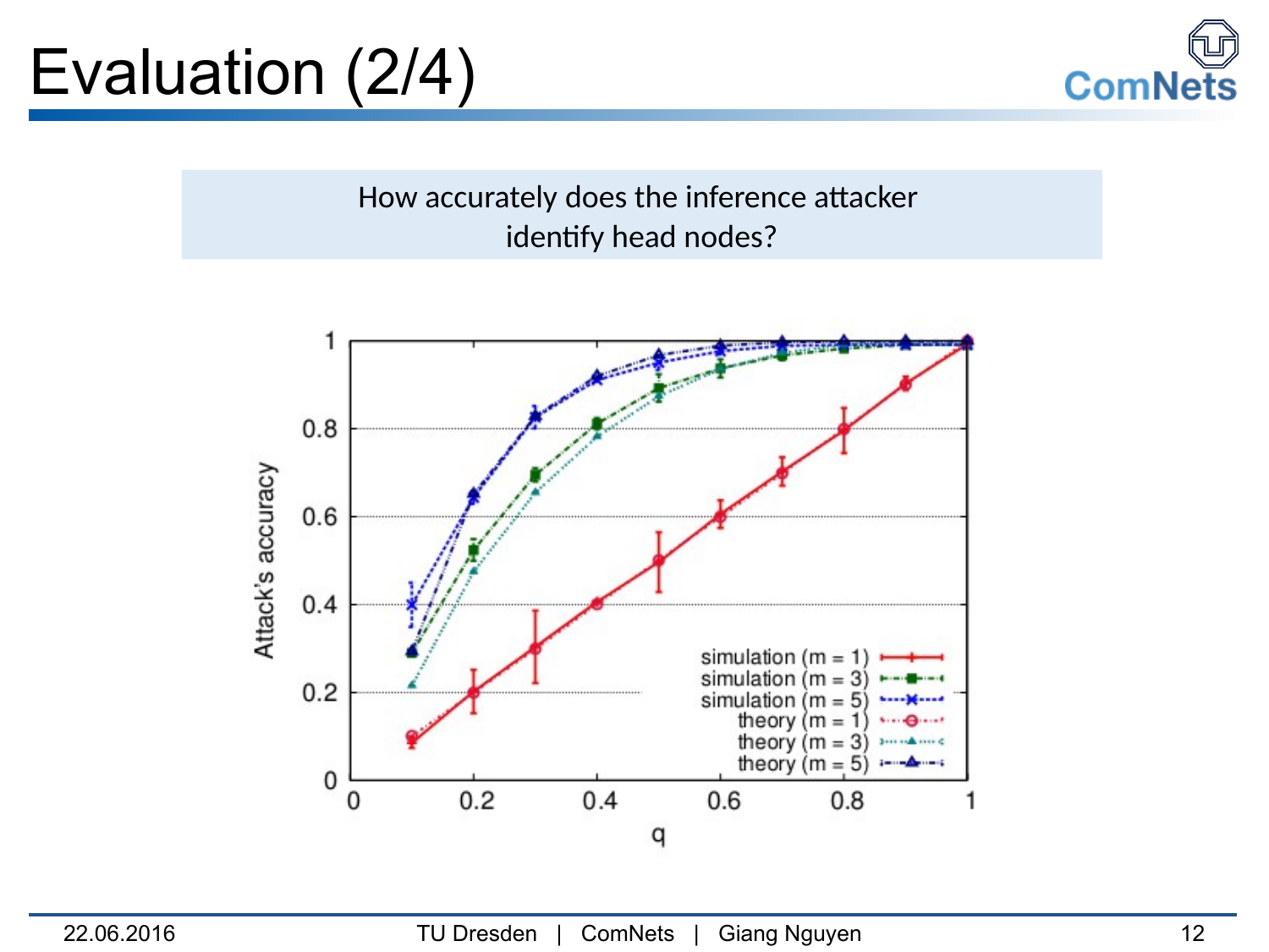# Evaluation (2/4)

How accurately does the inference attacker identify head nodes?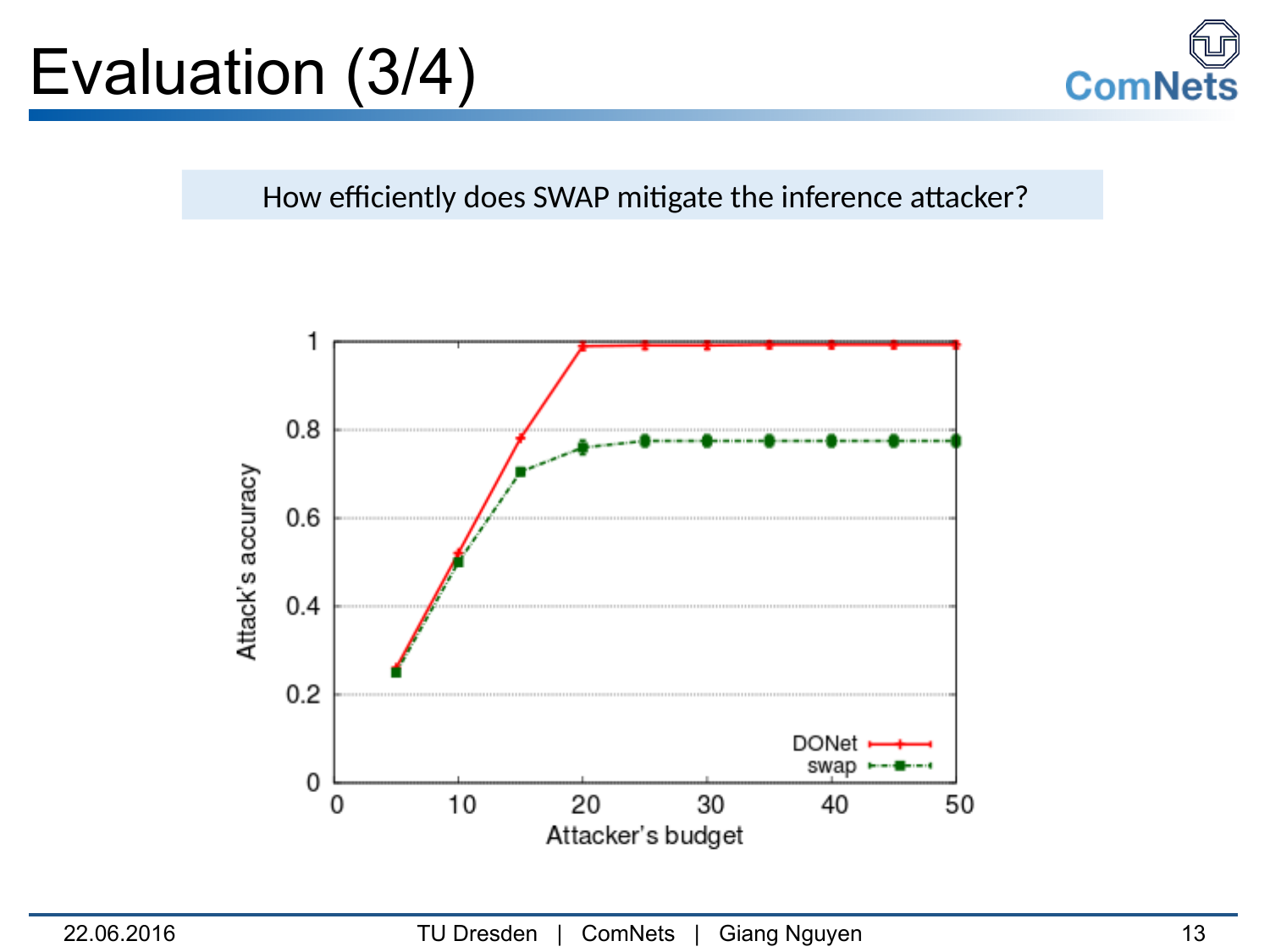# Evaluation (3/4)

How efficiently does SWAP mitigate the inference attacker?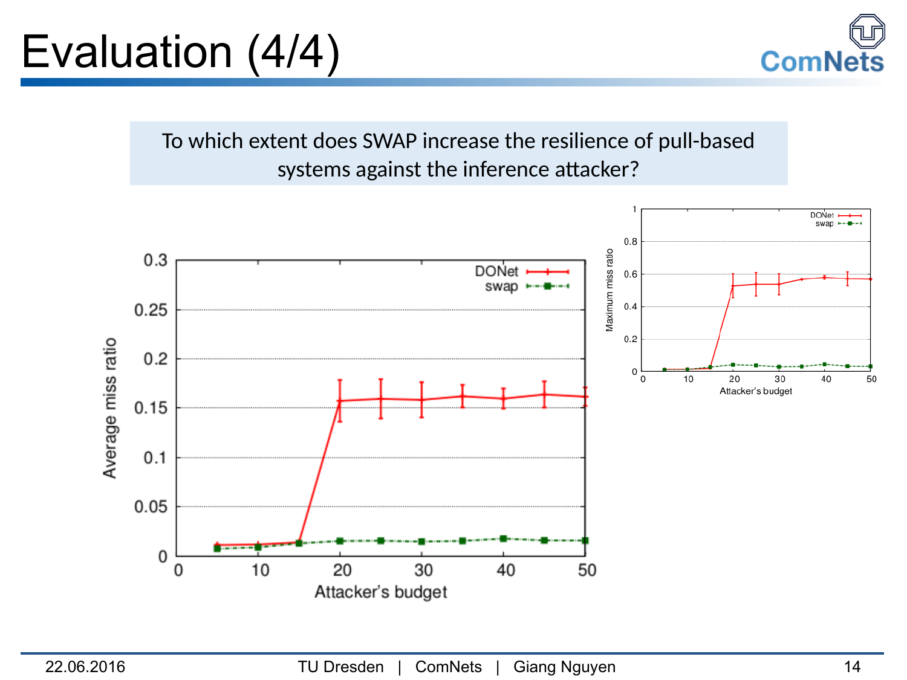# Evaluation (4/4)

To which extent does SWAP increase the resilience of pull-based systems against the inference attacker?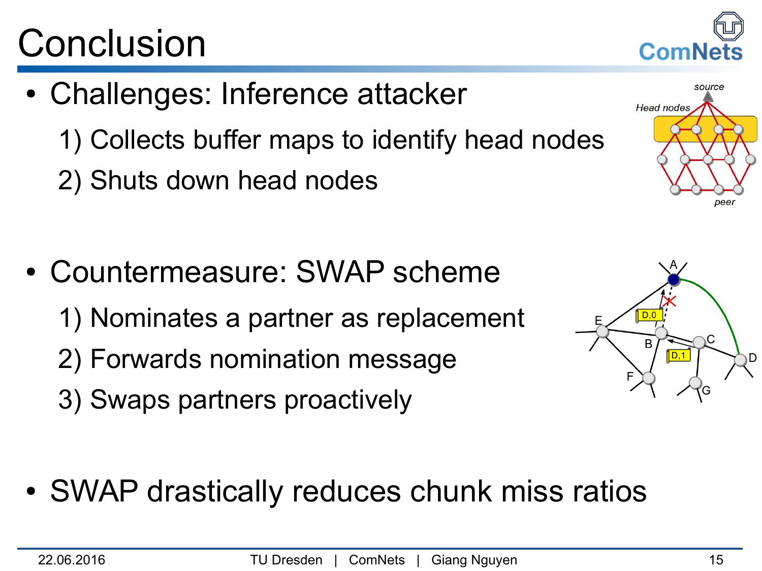# Conclusion

- Challenges: Inference attacker
  1) Collects buffer maps to identify head nodes
  2) Shuts down head nodes

source

Head nodes

peer

- Countermeasure: SWAP scheme
  1) Nominates a partner as replacement
  2) Forwards nomination message
  3) Swaps partners proactively

A

D,0

E

B

C

D,1

D

F

G

- SWAP drastically reduces chunk miss ratios